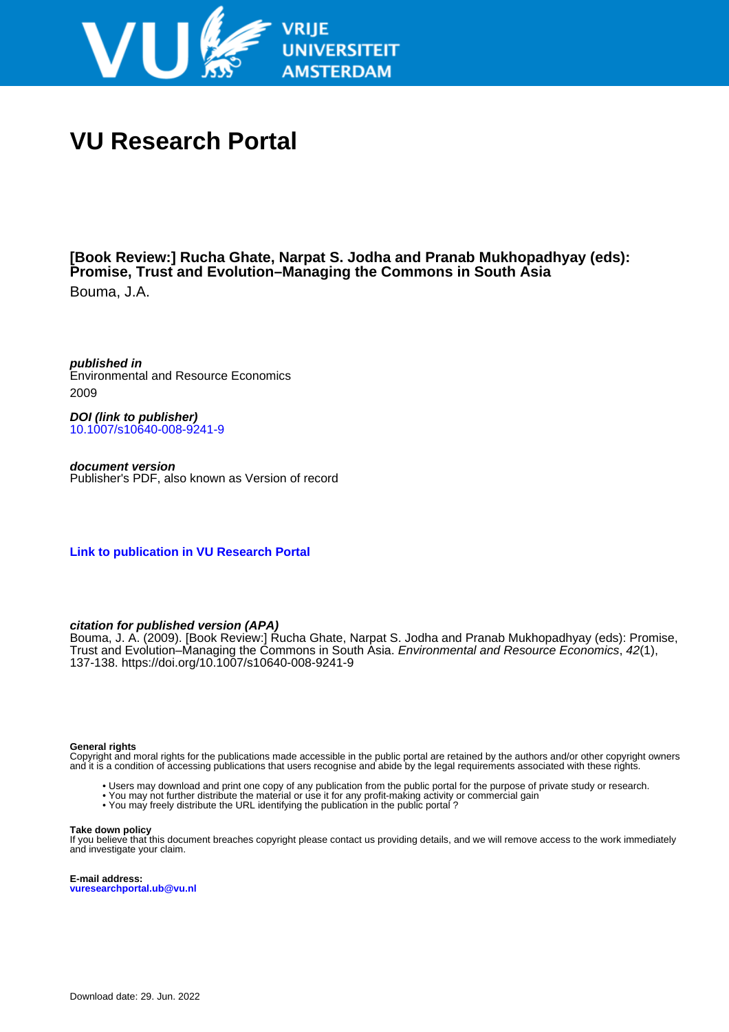# VU Research Portal

**[Book Review:] Rucha Ghate, Narpat S. Jodha and Pranab Mukhopadhyay (eds): Promise, Trust and Evolution–Managing the Commons in South Asia**

Bouma, J.A.

***published in***
Environmental and Resource Economics
2009

***DOI (link to publisher)***
10.1007/s10640-008-9241-9

***document version***
Publisher's PDF, also known as Version of record

**Link to publication in VU Research Portal**

***citation for published version (APA)***
Bouma, J. A. (2009). [Book Review:] Rucha Ghate, Narpat S. Jodha and Pranab Mukhopadhyay (eds): Promise, Trust and Evolution–Managing the Commons in South Asia. *Environmental and Resource Economics*, *42*(1), 137-138. https://doi.org/10.1007/s10640-008-9241-9

**General rights**
Copyright and moral rights for the publications made accessible in the public portal are retained by the authors and/or other copyright owners and it is a condition of accessing publications that users recognise and abide by the legal requirements associated with these rights.

- Users may download and print one copy of any publication from the public portal for the purpose of private study or research.
- You may not further distribute the material or use it for any profit-making activity or commercial gain
- You may freely distribute the URL identifying the publication in the public portal ?

**Take down policy**
If you believe that this document breaches copyright please contact us providing details, and we will remove access to the work immediately and investigate your claim.

**E-mail address:**
**vuresearchportal.ub@vu.nl**

Download date: 29. Jun. 2022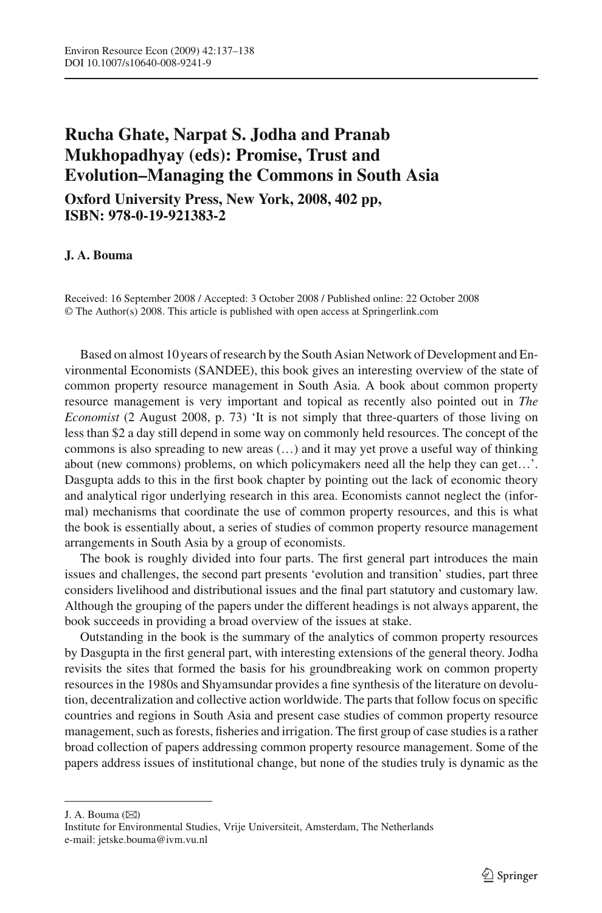# Rucha Ghate, Narpat S. Jodha and Pranab Mukhopadhyay (eds): Promise, Trust and Evolution–Managing the Commons in South Asia

**Oxford University Press, New York, 2008, 402 pp, ISBN: 978-0-19-921383-2**

**J. A. Bouma**

Received: 16 September 2008 / Accepted: 3 October 2008 / Published online: 22 October 2008
© The Author(s) 2008. This article is published with open access at Springerlink.com

Based on almost 10 years of research by the South Asian Network of Development and Environmental Economists (SANDEE), this book gives an interesting overview of the state of common property resource management in South Asia. A book about common property resource management is very important and topical as recently also pointed out in *The Economist* (2 August 2008, p. 73) 'It is not simply that three-quarters of those living on less than $2 a day still depend in some way on commonly held resources. The concept of the commons is also spreading to new areas (…) and it may yet prove a useful way of thinking about (new commons) problems, on which policymakers need all the help they can get…'. Dasgupta adds to this in the first book chapter by pointing out the lack of economic theory and analytical rigor underlying research in this area. Economists cannot neglect the (informal) mechanisms that coordinate the use of common property resources, and this is what the book is essentially about, a series of studies of common property resource management arrangements in South Asia by a group of economists.

The book is roughly divided into four parts. The first general part introduces the main issues and challenges, the second part presents 'evolution and transition' studies, part three considers livelihood and distributional issues and the final part statutory and customary law. Although the grouping of the papers under the different headings is not always apparent, the book succeeds in providing a broad overview of the issues at stake.

Outstanding in the book is the summary of the analytics of common property resources by Dasgupta in the first general part, with interesting extensions of the general theory. Jodha revisits the sites that formed the basis for his groundbreaking work on common property resources in the 1980s and Shyamsundar provides a fine synthesis of the literature on devolution, decentralization and collective action worldwide. The parts that follow focus on specific countries and regions in South Asia and present case studies of common property resource management, such as forests, fisheries and irrigation. The first group of case studies is a rather broad collection of papers addressing common property resource management. Some of the papers address issues of institutional change, but none of the studies truly is dynamic as the

---

J. A. Bouma (✉)
Institute for Environmental Studies, Vrije Universiteit, Amsterdam, The Netherlands
e-mail: jetske.bouma@ivm.vu.nl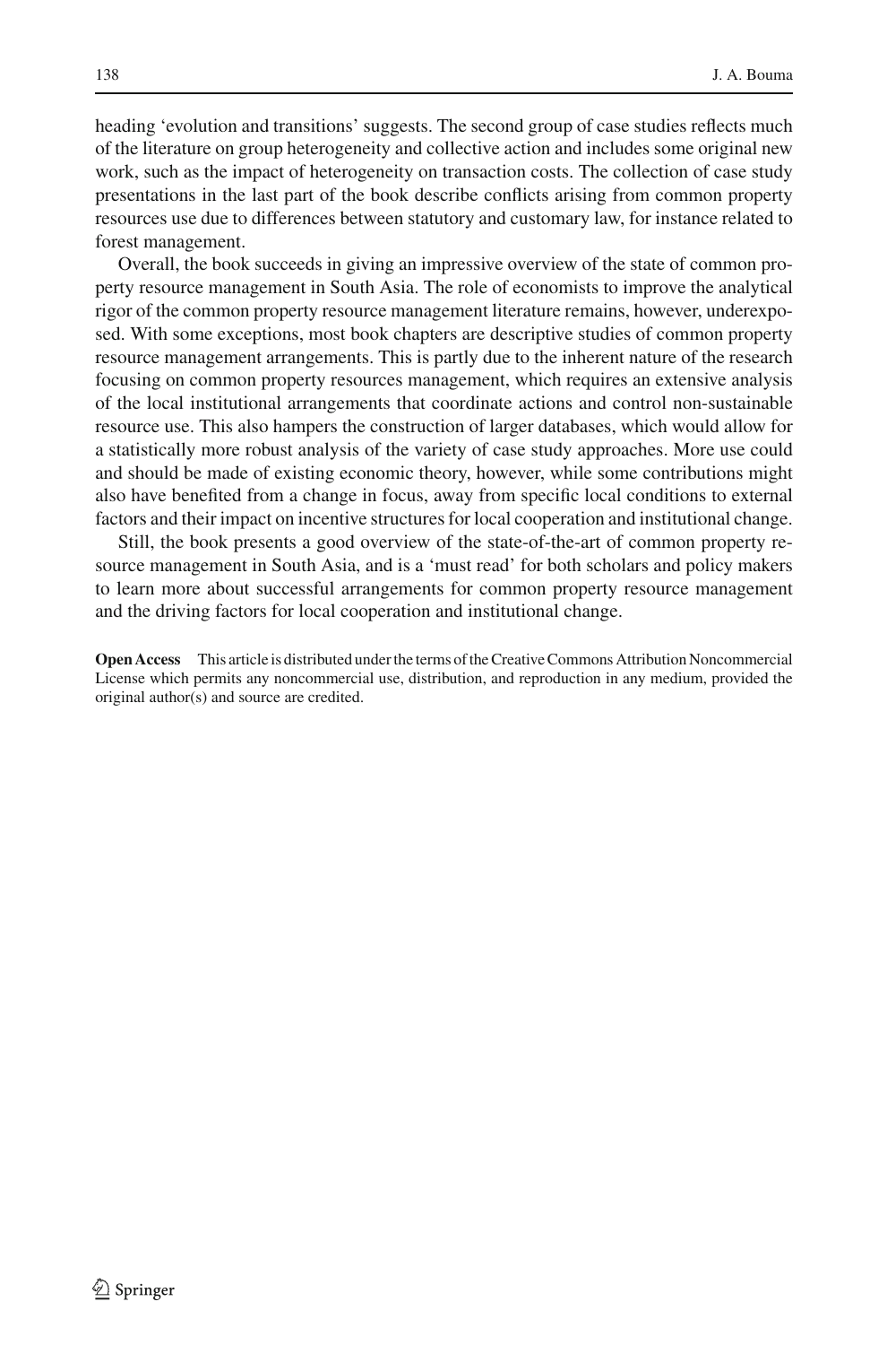heading 'evolution and transitions' suggests. The second group of case studies reflects much of the literature on group heterogeneity and collective action and includes some original new work, such as the impact of heterogeneity on transaction costs. The collection of case study presentations in the last part of the book describe conflicts arising from common property resources use due to differences between statutory and customary law, for instance related to forest management.

Overall, the book succeeds in giving an impressive overview of the state of common property resource management in South Asia. The role of economists to improve the analytical rigor of the common property resource management literature remains, however, underexposed. With some exceptions, most book chapters are descriptive studies of common property resource management arrangements. This is partly due to the inherent nature of the research focusing on common property resources management, which requires an extensive analysis of the local institutional arrangements that coordinate actions and control non-sustainable resource use. This also hampers the construction of larger databases, which would allow for a statistically more robust analysis of the variety of case study approaches. More use could and should be made of existing economic theory, however, while some contributions might also have benefited from a change in focus, away from specific local conditions to external factors and their impact on incentive structures for local cooperation and institutional change.

Still, the book presents a good overview of the state-of-the-art of common property resource management in South Asia, and is a 'must read' for both scholars and policy makers to learn more about successful arrangements for common property resource management and the driving factors for local cooperation and institutional change.

**Open Access** This article is distributed under the terms of the Creative Commons Attribution Noncommercial License which permits any noncommercial use, distribution, and reproduction in any medium, provided the original author(s) and source are credited.